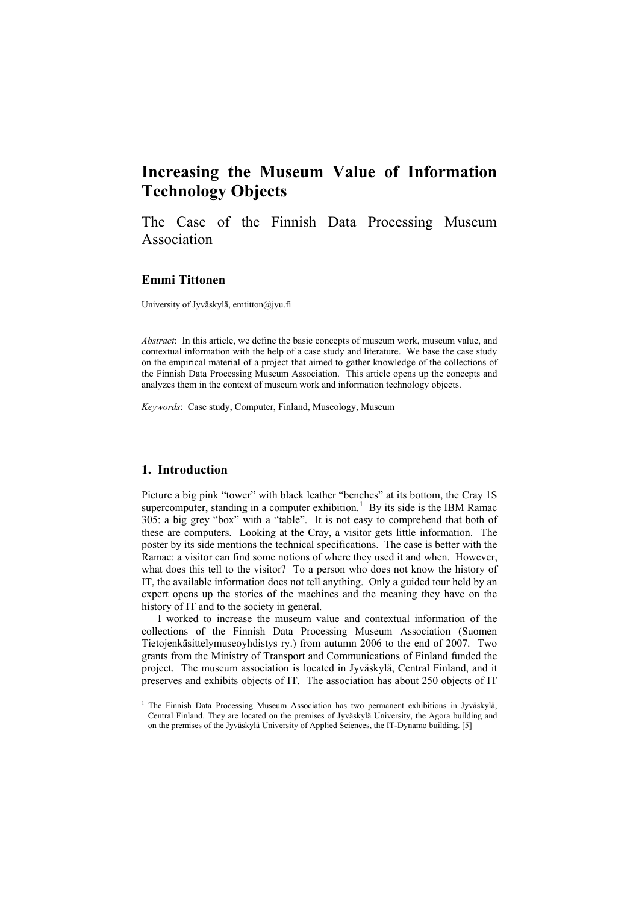# Increasing the Museum Value of Information Technology Objects

## The Case of the Finnish Data Processing Museum Association

**Emmi Tittonen**

University of Jyväskylä, emtitton@jyu.fi

*Abstract*: In this article, we define the basic concepts of museum work, museum value, and contextual information with the help of a case study and literature. We base the case study on the empirical material of a project that aimed to gather knowledge of the collections of the Finnish Data Processing Museum Association. This article opens up the concepts and analyzes them in the context of museum work and information technology objects.

*Keywords*: Case study, Computer, Finland, Museology, Museum

## 1. Introduction

Picture a big pink "tower" with black leather "benches" at its bottom, the Cray 1S supercomputer, standing in a computer exhibition.[1] By its side is the IBM Ramac 305: a big grey "box" with a "table". It is not easy to comprehend that both of these are computers. Looking at the Cray, a visitor gets little information. The poster by its side mentions the technical specifications. The case is better with the Ramac: a visitor can find some notions of where they used it and when. However, what does this tell to the visitor? To a person who does not know the history of IT, the available information does not tell anything. Only a guided tour held by an expert opens up the stories of the machines and the meaning they have on the history of IT and to the society in general.

I worked to increase the museum value and contextual information of the collections of the Finnish Data Processing Museum Association (Suomen Tietojenkäsittelymuseoyhdistys ry.) from autumn 2006 to the end of 2007. Two grants from the Ministry of Transport and Communications of Finland funded the project. The museum association is located in Jyväskylä, Central Finland, and it preserves and exhibits objects of IT. The association has about 250 objects of IT

[1] The Finnish Data Processing Museum Association has two permanent exhibitions in Jyväskylä, Central Finland. They are located on the premises of Jyväskylä University, the Agora building and on the premises of the Jyväskylä University of Applied Sciences, the IT-Dynamo building. [5]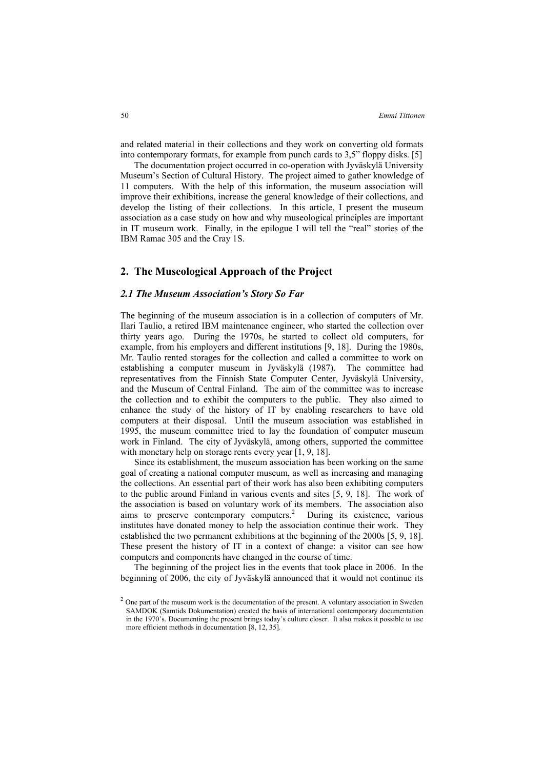and related material in their collections and they work on converting old formats into contemporary formats, for example from punch cards to 3,5" floppy disks. [5]

The documentation project occurred in co-operation with Jyväskylä University Museum's Section of Cultural History. The project aimed to gather knowledge of 11 computers. With the help of this information, the museum association will improve their exhibitions, increase the general knowledge of their collections, and develop the listing of their collections. In this article, I present the museum association as a case study on how and why museological principles are important in IT museum work. Finally, in the epilogue I will tell the "real" stories of the IBM Ramac 305 and the Cray 1S.

## 2. The Museological Approach of the Project

### *2.1 The Museum Association's Story So Far*

The beginning of the museum association is in a collection of computers of Mr. Ilari Taulio, a retired IBM maintenance engineer, who started the collection over thirty years ago. During the 1970s, he started to collect old computers, for example, from his employers and different institutions [9, 18]. During the 1980s, Mr. Taulio rented storages for the collection and called a committee to work on establishing a computer museum in Jyväskylä (1987). The committee had representatives from the Finnish State Computer Center, Jyväskylä University, and the Museum of Central Finland. The aim of the committee was to increase the collection and to exhibit the computers to the public. They also aimed to enhance the study of the history of IT by enabling researchers to have old computers at their disposal. Until the museum association was established in 1995, the museum committee tried to lay the foundation of computer museum work in Finland. The city of Jyväskylä, among others, supported the committee with monetary help on storage rents every year [1, 9, 18].

Since its establishment, the museum association has been working on the same goal of creating a national computer museum, as well as increasing and managing the collections. An essential part of their work has also been exhibiting computers to the public around Finland in various events and sites [5, 9, 18]. The work of the association is based on voluntary work of its members. The association also aims to preserve contemporary computers.[2] During its existence, various institutes have donated money to help the association continue their work. They established the two permanent exhibitions at the beginning of the 2000s [5, 9, 18]. These present the history of IT in a context of change: a visitor can see how computers and components have changed in the course of time.

The beginning of the project lies in the events that took place in 2006. In the beginning of 2006, the city of Jyväskylä announced that it would not continue its

[2] One part of the museum work is the documentation of the present. A voluntary association in Sweden SAMDOK (Samtids Dokumentation) created the basis of international contemporary documentation in the 1970's. Documenting the present brings today's culture closer. It also makes it possible to use more efficient methods in documentation [8, 12, 35].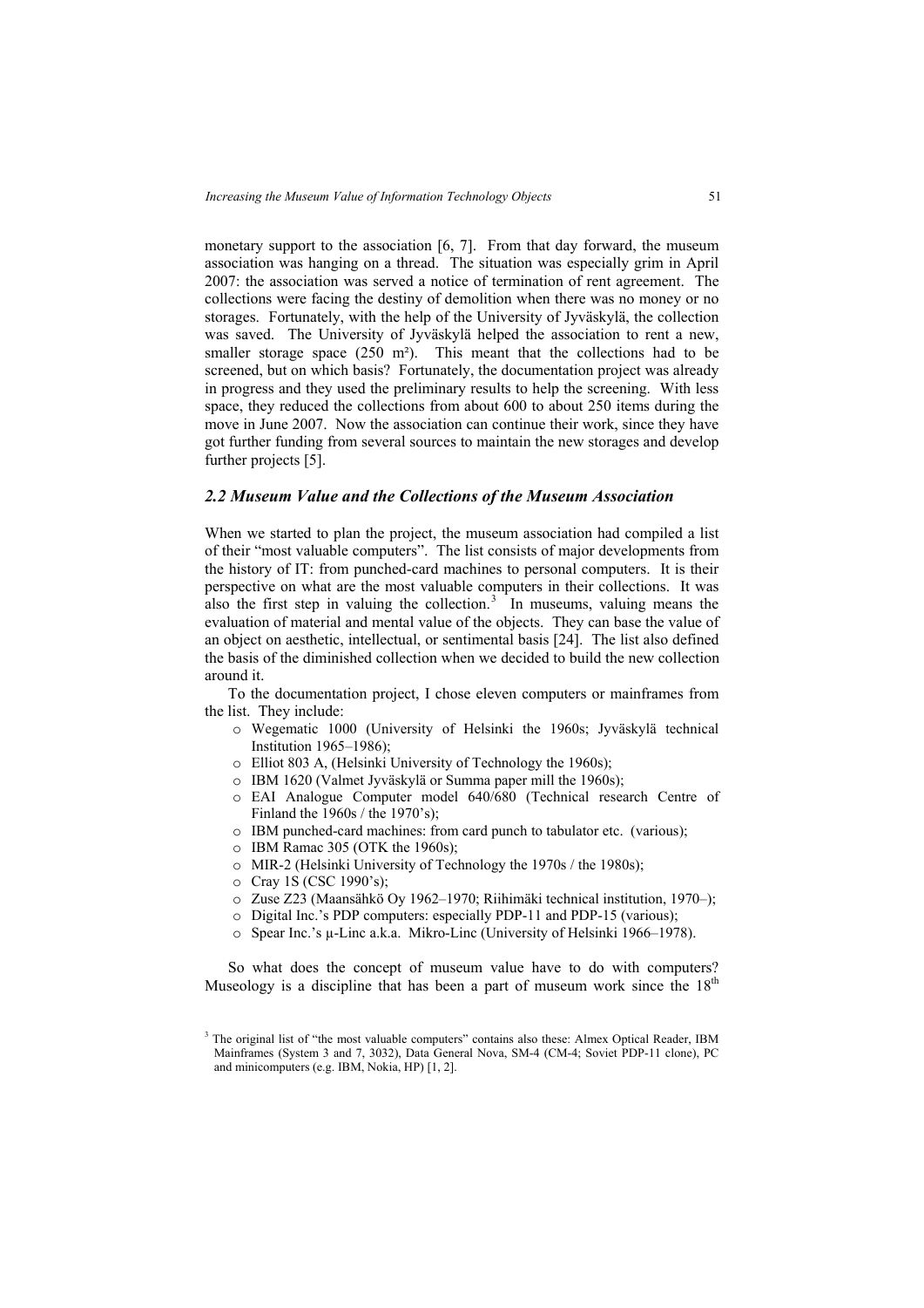monetary support to the association [6, 7]. From that day forward, the museum association was hanging on a thread. The situation was especially grim in April 2007: the association was served a notice of termination of rent agreement. The collections were facing the destiny of demolition when there was no money or no storages. Fortunately, with the help of the University of Jyväskylä, the collection was saved. The University of Jyväskylä helped the association to rent a new, smaller storage space (250 m²). This meant that the collections had to be screened, but on which basis? Fortunately, the documentation project was already in progress and they used the preliminary results to help the screening. With less space, they reduced the collections from about 600 to about 250 items during the move in June 2007. Now the association can continue their work, since they have got further funding from several sources to maintain the new storages and develop further projects [5].

### *2.2 Museum Value and the Collections of the Museum Association*

When we started to plan the project, the museum association had compiled a list of their "most valuable computers". The list consists of major developments from the history of IT: from punched-card machines to personal computers. It is their perspective on what are the most valuable computers in their collections. It was also the first step in valuing the collection.[3] In museums, valuing means the evaluation of material and mental value of the objects. They can base the value of an object on aesthetic, intellectual, or sentimental basis [24]. The list also defined the basis of the diminished collection when we decided to build the new collection around it.

To the documentation project, I chose eleven computers or mainframes from the list. They include:

- Wegematic 1000 (University of Helsinki the 1960s; Jyväskylä technical Institution 1965–1986);
- Elliot 803 A, (Helsinki University of Technology the 1960s);
- IBM 1620 (Valmet Jyväskylä or Summa paper mill the 1960s);
- EAI Analogue Computer model 640/680 (Technical research Centre of Finland the 1960s / the 1970's);
- IBM punched-card machines: from card punch to tabulator etc. (various);
- IBM Ramac 305 (OTK the 1960s);
- MIR-2 (Helsinki University of Technology the 1970s / the 1980s);
- Cray 1S (CSC 1990's);
- Zuse Z23 (Maansähkö Oy 1962–1970; Riihimäki technical institution, 1970–);
- Digital Inc.'s PDP computers: especially PDP-11 and PDP-15 (various);
- Spear Inc.'s µ-Linc a.k.a. Mikro-Linc (University of Helsinki 1966–1978).

So what does the concept of museum value have to do with computers? Museology is a discipline that has been a part of museum work since the 18th

[3] The original list of "the most valuable computers" contains also these: Almex Optical Reader, IBM Mainframes (System 3 and 7, 3032), Data General Nova, SM-4 (CM-4; Soviet PDP-11 clone), PC and minicomputers (e.g. IBM, Nokia, HP) [1, 2].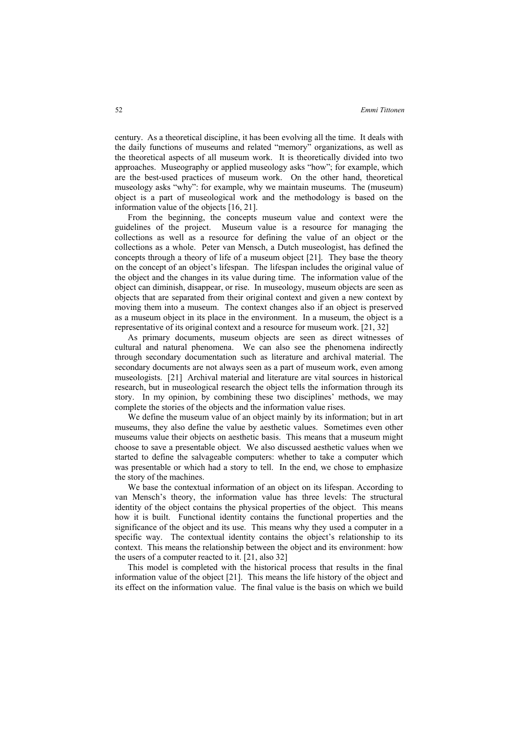century. As a theoretical discipline, it has been evolving all the time. It deals with the daily functions of museums and related "memory" organizations, as well as the theoretical aspects of all museum work. It is theoretically divided into two approaches. Museography or applied museology asks "how"; for example, which are the best-used practices of museum work. On the other hand, theoretical museology asks "why": for example, why we maintain museums. The (museum) object is a part of museological work and the methodology is based on the information value of the objects [16, 21].

From the beginning, the concepts museum value and context were the guidelines of the project. Museum value is a resource for managing the collections as well as a resource for defining the value of an object or the collections as a whole. Peter van Mensch, a Dutch museologist, has defined the concepts through a theory of life of a museum object [21]. They base the theory on the concept of an object's lifespan. The lifespan includes the original value of the object and the changes in its value during time. The information value of the object can diminish, disappear, or rise. In museology, museum objects are seen as objects that are separated from their original context and given a new context by moving them into a museum. The context changes also if an object is preserved as a museum object in its place in the environment. In a museum, the object is a representative of its original context and a resource for museum work. [21, 32]

As primary documents, museum objects are seen as direct witnesses of cultural and natural phenomena. We can also see the phenomena indirectly through secondary documentation such as literature and archival material. The secondary documents are not always seen as a part of museum work, even among museologists. [21] Archival material and literature are vital sources in historical research, but in museological research the object tells the information through its story. In my opinion, by combining these two disciplines' methods, we may complete the stories of the objects and the information value rises.

We define the museum value of an object mainly by its information; but in art museums, they also define the value by aesthetic values. Sometimes even other museums value their objects on aesthetic basis. This means that a museum might choose to save a presentable object. We also discussed aesthetic values when we started to define the salvageable computers: whether to take a computer which was presentable or which had a story to tell. In the end, we chose to emphasize the story of the machines.

We base the contextual information of an object on its lifespan. According to van Mensch's theory, the information value has three levels: The structural identity of the object contains the physical properties of the object. This means how it is built. Functional identity contains the functional properties and the significance of the object and its use. This means why they used a computer in a specific way. The contextual identity contains the object's relationship to its context. This means the relationship between the object and its environment: how the users of a computer reacted to it. [21, also 32]

This model is completed with the historical process that results in the final information value of the object [21]. This means the life history of the object and its effect on the information value. The final value is the basis on which we build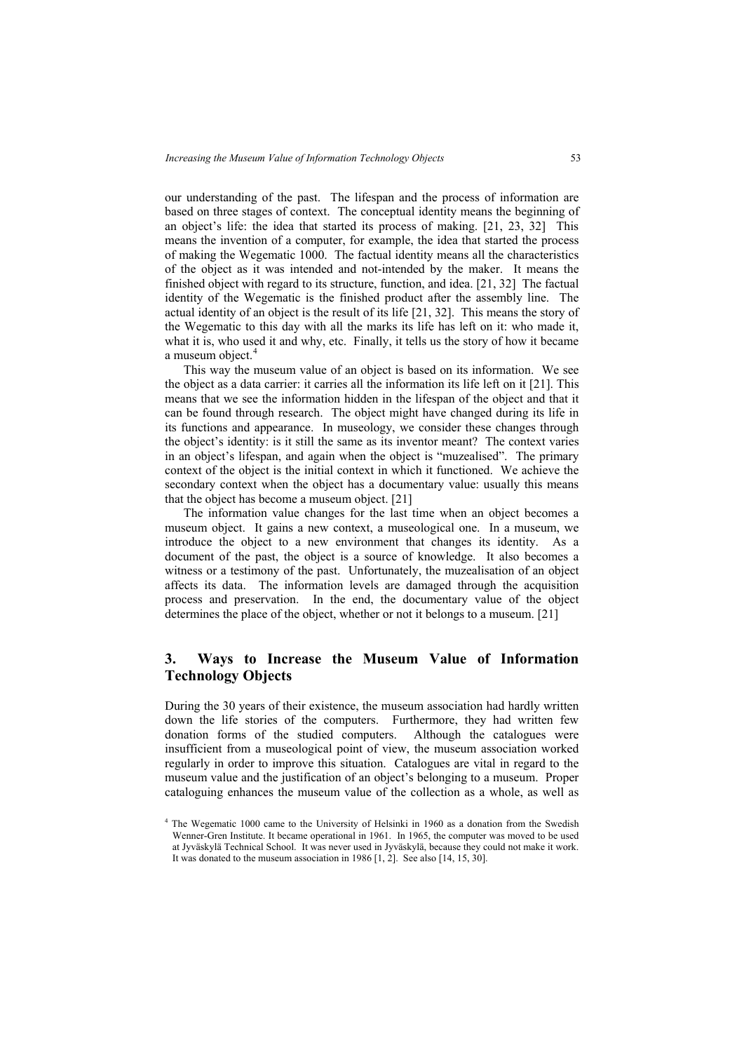our understanding of the past. The lifespan and the process of information are based on three stages of context. The conceptual identity means the beginning of an object's life: the idea that started its process of making. [21, 23, 32] This means the invention of a computer, for example, the idea that started the process of making the Wegematic 1000. The factual identity means all the characteristics of the object as it was intended and not-intended by the maker. It means the finished object with regard to its structure, function, and idea. [21, 32] The factual identity of the Wegematic is the finished product after the assembly line. The actual identity of an object is the result of its life [21, 32]. This means the story of the Wegematic to this day with all the marks its life has left on it: who made it, what it is, who used it and why, etc. Finally, it tells us the story of how it became a museum object.[4]

This way the museum value of an object is based on its information. We see the object as a data carrier: it carries all the information its life left on it [21]. This means that we see the information hidden in the lifespan of the object and that it can be found through research. The object might have changed during its life in its functions and appearance. In museology, we consider these changes through the object's identity: is it still the same as its inventor meant? The context varies in an object's lifespan, and again when the object is "muzealised". The primary context of the object is the initial context in which it functioned. We achieve the secondary context when the object has a documentary value: usually this means that the object has become a museum object. [21]

The information value changes for the last time when an object becomes a museum object. It gains a new context, a museological one. In a museum, we introduce the object to a new environment that changes its identity. As a document of the past, the object is a source of knowledge. It also becomes a witness or a testimony of the past. Unfortunately, the muzealisation of an object affects its data. The information levels are damaged through the acquisition process and preservation. In the end, the documentary value of the object determines the place of the object, whether or not it belongs to a museum. [21]

## 3. Ways to Increase the Museum Value of Information Technology Objects

During the 30 years of their existence, the museum association had hardly written down the life stories of the computers. Furthermore, they had written few donation forms of the studied computers. Although the catalogues were insufficient from a museological point of view, the museum association worked regularly in order to improve this situation. Catalogues are vital in regard to the museum value and the justification of an object's belonging to a museum. Proper cataloguing enhances the museum value of the collection as a whole, as well as

[4] The Wegematic 1000 came to the University of Helsinki in 1960 as a donation from the Swedish Wenner-Gren Institute. It became operational in 1961. In 1965, the computer was moved to be used at Jyväskylä Technical School. It was never used in Jyväskylä, because they could not make it work. It was donated to the museum association in 1986 [1, 2]. See also [14, 15, 30].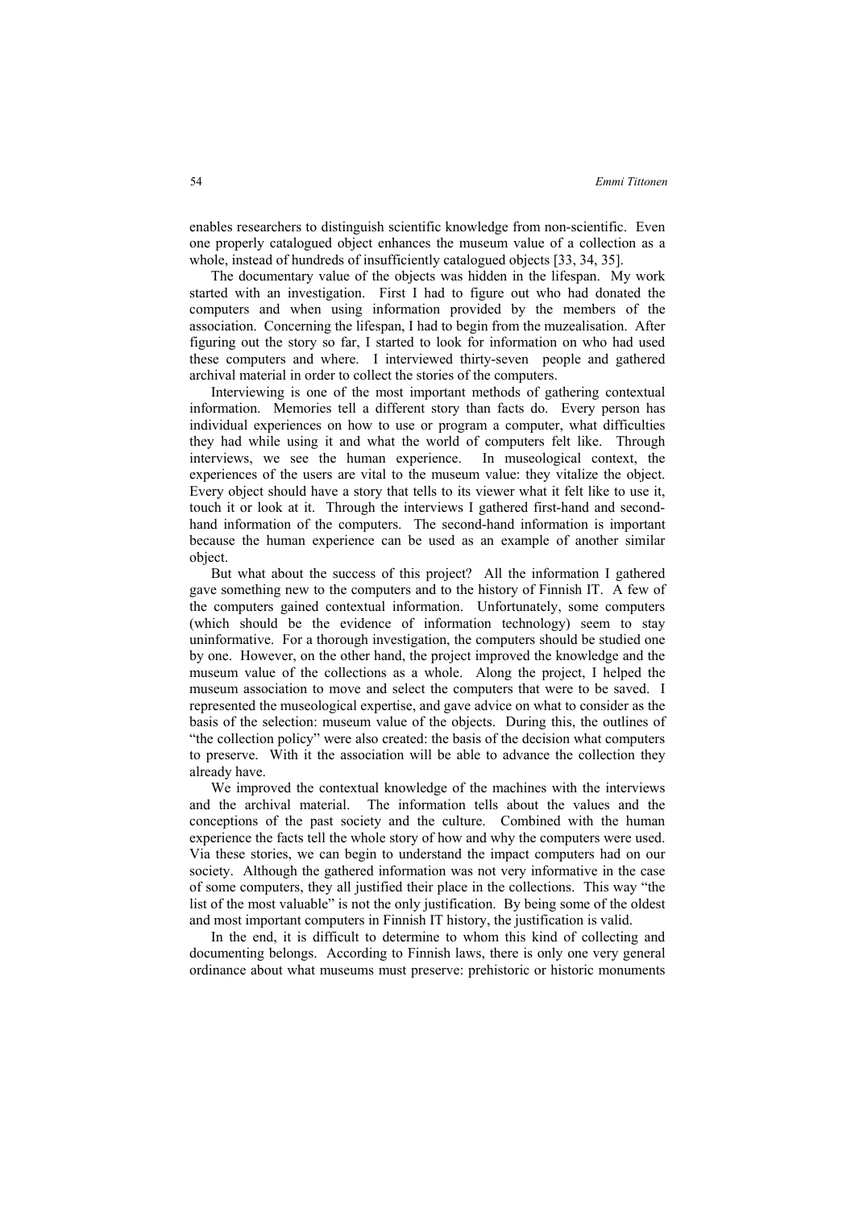enables researchers to distinguish scientific knowledge from non-scientific. Even one properly catalogued object enhances the museum value of a collection as a whole, instead of hundreds of insufficiently catalogued objects [33, 34, 35].

The documentary value of the objects was hidden in the lifespan. My work started with an investigation. First I had to figure out who had donated the computers and when using information provided by the members of the association. Concerning the lifespan, I had to begin from the muzealisation. After figuring out the story so far, I started to look for information on who had used these computers and where. I interviewed thirty-seven people and gathered archival material in order to collect the stories of the computers.

Interviewing is one of the most important methods of gathering contextual information. Memories tell a different story than facts do. Every person has individual experiences on how to use or program a computer, what difficulties they had while using it and what the world of computers felt like. Through interviews, we see the human experience. In museological context, the experiences of the users are vital to the museum value: they vitalize the object. Every object should have a story that tells to its viewer what it felt like to use it, touch it or look at it. Through the interviews I gathered first-hand and second-hand information of the computers. The second-hand information is important because the human experience can be used as an example of another similar object.

But what about the success of this project? All the information I gathered gave something new to the computers and to the history of Finnish IT. A few of the computers gained contextual information. Unfortunately, some computers (which should be the evidence of information technology) seem to stay uninformative. For a thorough investigation, the computers should be studied one by one. However, on the other hand, the project improved the knowledge and the museum value of the collections as a whole. Along the project, I helped the museum association to move and select the computers that were to be saved. I represented the museological expertise, and gave advice on what to consider as the basis of the selection: museum value of the objects. During this, the outlines of "the collection policy" were also created: the basis of the decision what computers to preserve. With it the association will be able to advance the collection they already have.

We improved the contextual knowledge of the machines with the interviews and the archival material. The information tells about the values and the conceptions of the past society and the culture. Combined with the human experience the facts tell the whole story of how and why the computers were used. Via these stories, we can begin to understand the impact computers had on our society. Although the gathered information was not very informative in the case of some computers, they all justified their place in the collections. This way "the list of the most valuable" is not the only justification. By being some of the oldest and most important computers in Finnish IT history, the justification is valid.

In the end, it is difficult to determine to whom this kind of collecting and documenting belongs. According to Finnish laws, there is only one very general ordinance about what museums must preserve: prehistoric or historic monuments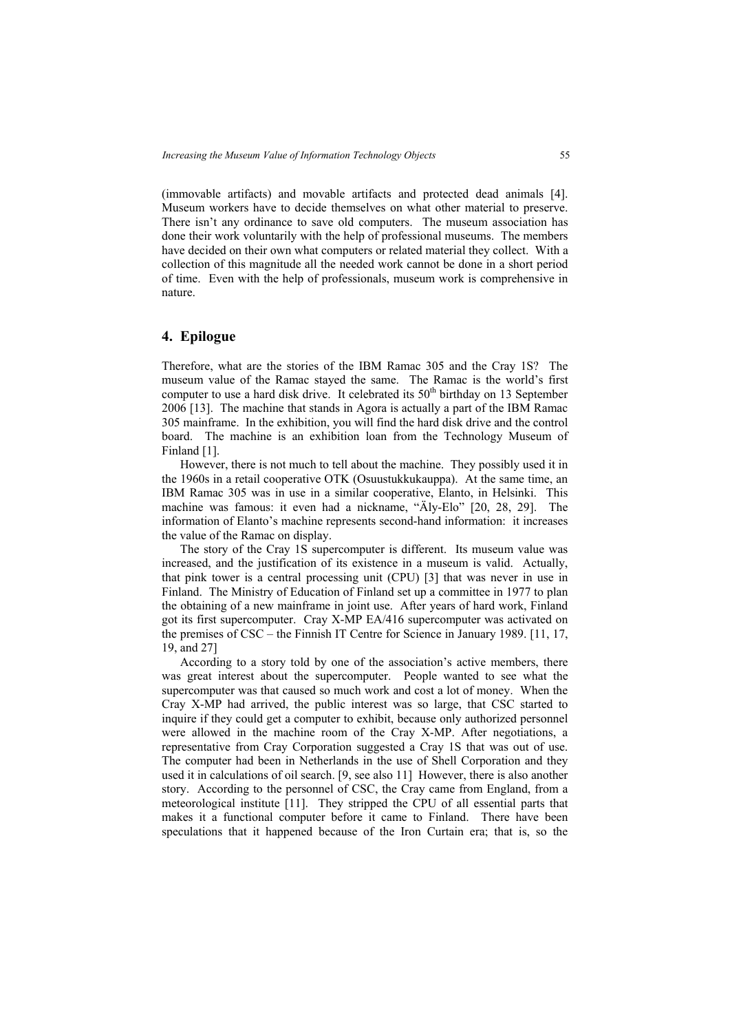(immovable artifacts) and movable artifacts and protected dead animals [4]. Museum workers have to decide themselves on what other material to preserve. There isn't any ordinance to save old computers. The museum association has done their work voluntarily with the help of professional museums. The members have decided on their own what computers or related material they collect. With a collection of this magnitude all the needed work cannot be done in a short period of time. Even with the help of professionals, museum work is comprehensive in nature.

## 4. Epilogue

Therefore, what are the stories of the IBM Ramac 305 and the Cray 1S? The museum value of the Ramac stayed the same. The Ramac is the world's first computer to use a hard disk drive. It celebrated its 50th birthday on 13 September 2006 [13]. The machine that stands in Agora is actually a part of the IBM Ramac 305 mainframe. In the exhibition, you will find the hard disk drive and the control board. The machine is an exhibition loan from the Technology Museum of Finland [1].

However, there is not much to tell about the machine. They possibly used it in the 1960s in a retail cooperative OTK (Osuustukkukauppa). At the same time, an IBM Ramac 305 was in use in a similar cooperative, Elanto, in Helsinki. This machine was famous: it even had a nickname, "Äly-Elo" [20, 28, 29]. The information of Elanto's machine represents second-hand information: it increases the value of the Ramac on display.

The story of the Cray 1S supercomputer is different. Its museum value was increased, and the justification of its existence in a museum is valid. Actually, that pink tower is a central processing unit (CPU) [3] that was never in use in Finland. The Ministry of Education of Finland set up a committee in 1977 to plan the obtaining of a new mainframe in joint use. After years of hard work, Finland got its first supercomputer. Cray X-MP EA/416 supercomputer was activated on the premises of CSC – the Finnish IT Centre for Science in January 1989. [11, 17, 19, and 27]

According to a story told by one of the association's active members, there was great interest about the supercomputer. People wanted to see what the supercomputer was that caused so much work and cost a lot of money. When the Cray X-MP had arrived, the public interest was so large, that CSC started to inquire if they could get a computer to exhibit, because only authorized personnel were allowed in the machine room of the Cray X-MP. After negotiations, a representative from Cray Corporation suggested a Cray 1S that was out of use. The computer had been in Netherlands in the use of Shell Corporation and they used it in calculations of oil search. [9, see also 11] However, there is also another story. According to the personnel of CSC, the Cray came from England, from a meteorological institute [11]. They stripped the CPU of all essential parts that makes it a functional computer before it came to Finland. There have been speculations that it happened because of the Iron Curtain era; that is, so the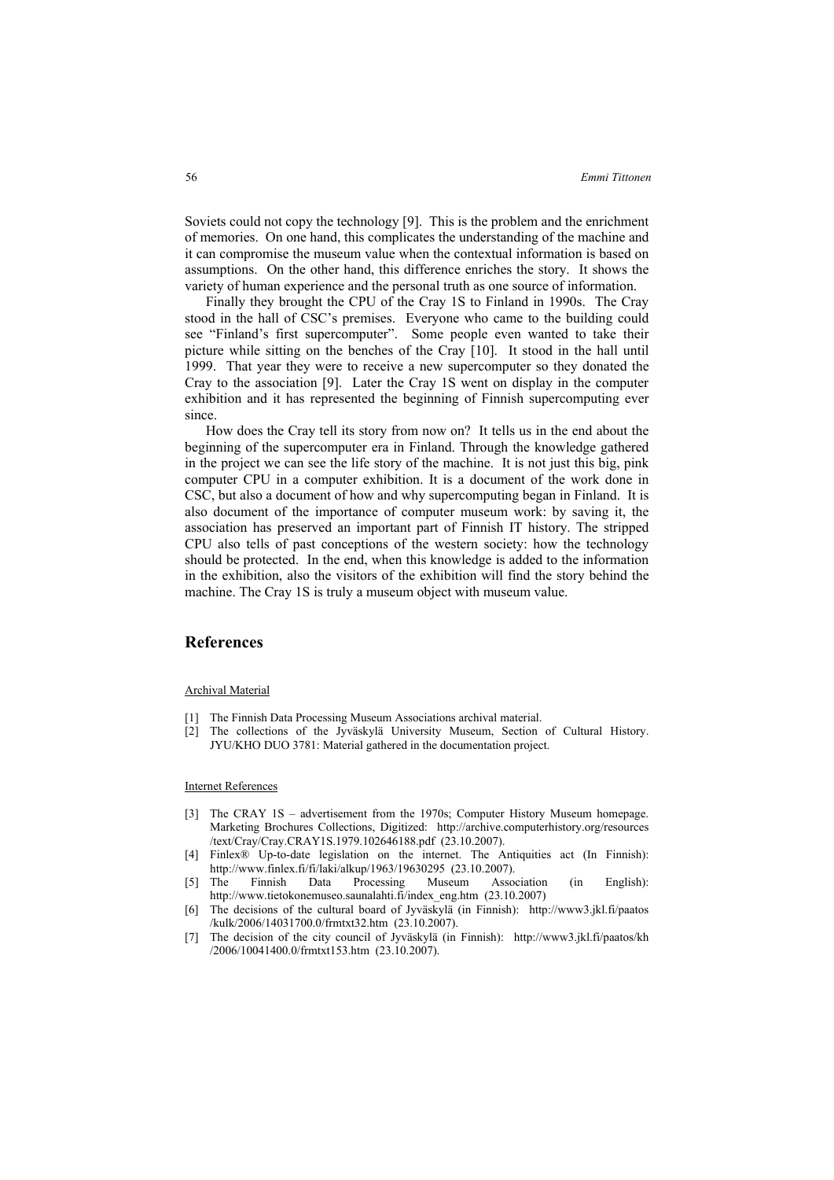Soviets could not copy the technology [9]. This is the problem and the enrichment of memories. On one hand, this complicates the understanding of the machine and it can compromise the museum value when the contextual information is based on assumptions. On the other hand, this difference enriches the story. It shows the variety of human experience and the personal truth as one source of information.

Finally they brought the CPU of the Cray 1S to Finland in 1990s. The Cray stood in the hall of CSC's premises. Everyone who came to the building could see "Finland's first supercomputer". Some people even wanted to take their picture while sitting on the benches of the Cray [10]. It stood in the hall until 1999. That year they were to receive a new supercomputer so they donated the Cray to the association [9]. Later the Cray 1S went on display in the computer exhibition and it has represented the beginning of Finnish supercomputing ever since.

How does the Cray tell its story from now on? It tells us in the end about the beginning of the supercomputer era in Finland. Through the knowledge gathered in the project we can see the life story of the machine. It is not just this big, pink computer CPU in a computer exhibition. It is a document of the work done in CSC, but also a document of how and why supercomputing began in Finland. It is also document of the importance of computer museum work: by saving it, the association has preserved an important part of Finnish IT history. The stripped CPU also tells of past conceptions of the western society: how the technology should be protected. In the end, when this knowledge is added to the information in the exhibition, also the visitors of the exhibition will find the story behind the machine. The Cray 1S is truly a museum object with museum value.

## References

Archival Material

[1] The Finnish Data Processing Museum Associations archival material.

[2] The collections of the Jyväskylä University Museum, Section of Cultural History. JYU/KHO DUO 3781: Material gathered in the documentation project.

Internet References

[3] The CRAY 1S – advertisement from the 1970s; Computer History Museum homepage. Marketing Brochures Collections, Digitized: http://archive.computerhistory.org/resources/text/Cray/Cray.CRAY1S.1979.102646188.pdf (23.10.2007).

[4] Finlex® Up-to-date legislation on the internet. The Antiquities act (In Finnish): http://www.finlex.fi/fi/laki/alkup/1963/19630295 (23.10.2007).

[5] The Finnish Data Processing Museum Association (in English): http://www.tietokonemuseo.saunalahti.fi/index_eng.htm (23.10.2007)

[6] The decisions of the cultural board of Jyväskylä (in Finnish): http://www3.jkl.fi/paatos/kulk/2006/14031700.0/frmtxt32.htm (23.10.2007).

[7] The decision of the city council of Jyväskylä (in Finnish): http://www3.jkl.fi/paatos/kh/2006/10041400.0/frmtxt153.htm (23.10.2007).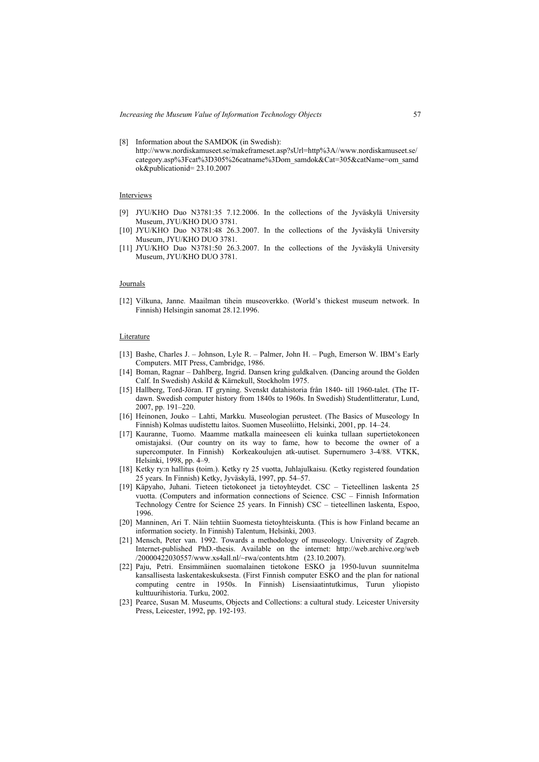[8] Information about the SAMDOK (in Swedish): http://www.nordiskamuseet.se/makeframeset.asp?sUrl=http%3A//www.nordiskamuseet.se/category.asp%3Fcat%3D305%26catname%3Dom_samdok&Cat=305&catName=om_samdok&publicationid= 23.10.2007

Interviews

[9] JYU/KHO Duo N3781:35 7.12.2006. In the collections of the Jyväskylä University Museum, JYU/KHO DUO 3781.

[10] JYU/KHO Duo N3781:48 26.3.2007. In the collections of the Jyväskylä University Museum, JYU/KHO DUO 3781.

[11] JYU/KHO Duo N3781:50 26.3.2007. In the collections of the Jyväskylä University Museum, JYU/KHO DUO 3781.

Journals

[12] Vilkuna, Janne. Maailman tihein museoverkko. (World's thickest museum network. In Finnish) Helsingin sanomat 28.12.1996.

Literature

[13] Bashe, Charles J. – Johnson, Lyle R. – Palmer, John H. – Pugh, Emerson W. IBM's Early Computers. MIT Press, Cambridge, 1986.

[14] Boman, Ragnar – Dahlberg, Ingrid. Dansen kring guldkalven. (Dancing around the Golden Calf. In Swedish) Askild & Kärnekull, Stockholm 1975.

[15] Hallberg, Tord-Jöran. IT gryning. Svenskt datahistoria från 1840- till 1960-talet. (The IT-dawn. Swedish computer history from 1840s to 1960s. In Swedish) Studentlitteratur, Lund, 2007, pp. 191–220.

[16] Heinonen, Jouko – Lahti, Markku. Museologian perusteet. (The Basics of Museology In Finnish) Kolmas uudistettu laitos. Suomen Museoliitto, Helsinki, 2001, pp. 14–24.

[17] Kauranne, Tuomo. Maamme matkalla maineeseen eli kuinka tullaan supertietokoneen omistajaksi. (Our country on its way to fame, how to become the owner of a supercomputer. In Finnish) Korkeakoulujen atk-uutiset. Supernumero 3-4/88. VTKK, Helsinki, 1998, pp. 4–9.

[18] Ketky ry:n hallitus (toim.). Ketky ry 25 vuotta, Juhlajulkaisu. (Ketky registered foundation 25 years. In Finnish) Ketky, Jyväskylä, 1997, pp. 54–57.

[19] Käpyaho, Juhani. Tieteen tietokoneet ja tietoyhteydet. CSC – Tieteellinen laskenta 25 vuotta. (Computers and information connections of Science. CSC – Finnish Information Technology Centre for Science 25 years. In Finnish) CSC – tieteellinen laskenta, Espoo, 1996.

[20] Manninen, Ari T. Näin tehtiin Suomesta tietoyhteiskunta. (This is how Finland became an information society. In Finnish) Talentum, Helsinki, 2003.

[21] Mensch, Peter van. 1992. Towards a methodology of museology. University of Zagreb. Internet-published PhD.-thesis. Available on the internet: http://web.archive.org/web/20000422030557/www.xs4all.nl/~rwa/contents.htm (23.10.2007).

[22] Paju, Petri. Ensimmäinen suomalainen tietokone ESKO ja 1950-luvun suunnitelma kansallisesta laskentakeskuksesta. (First Finnish computer ESKO and the plan for national computing centre in 1950s. In Finnish) Lisensiaatintutkimus, Turun yliopisto kulttuurihistoria. Turku, 2002.

[23] Pearce, Susan M. Museums, Objects and Collections: a cultural study. Leicester University Press, Leicester, 1992, pp. 192-193.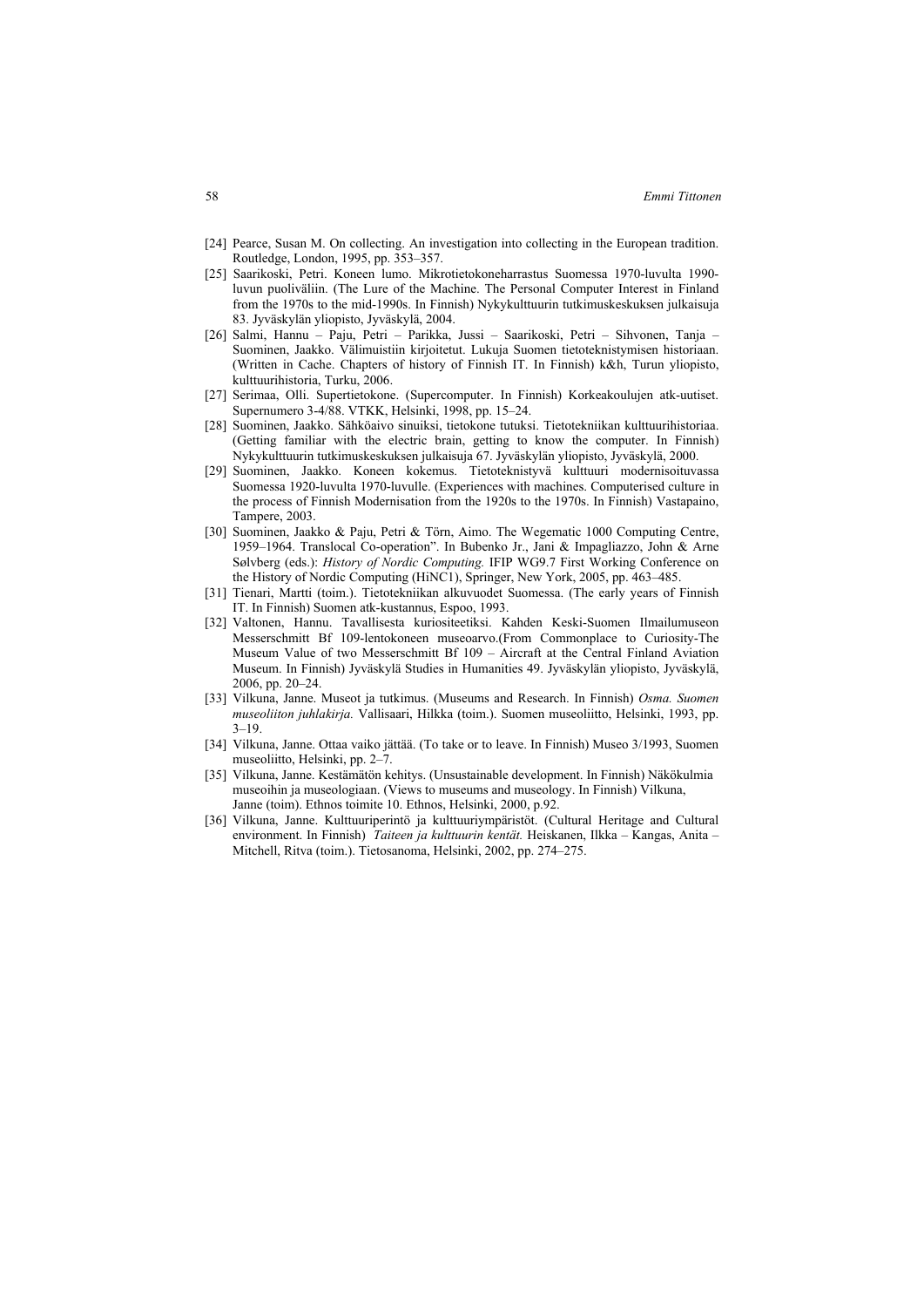[24] Pearce, Susan M. On collecting. An investigation into collecting in the European tradition. Routledge, London, 1995, pp. 353–357.

[25] Saarikoski, Petri. Koneen lumo. Mikrotietokoneharrastus Suomessa 1970-luvulta 1990-luvun puoliväliin. (The Lure of the Machine. The Personal Computer Interest in Finland from the 1970s to the mid-1990s. In Finnish) Nykykulttuurin tutkimuskeskuksen julkaisuja 83. Jyväskylän yliopisto, Jyväskylä, 2004.

[26] Salmi, Hannu – Paju, Petri – Parikka, Jussi – Saarikoski, Petri – Sihvonen, Tanja – Suominen, Jaakko. Välimuistiin kirjoitetut. Lukuja Suomen tietoteknistymisen historiaan. (Written in Cache. Chapters of history of Finnish IT. In Finnish) k&h, Turun yliopisto, kulttuurihistoria, Turku, 2006.

[27] Serimaa, Olli. Supertietokone. (Supercomputer. In Finnish) Korkeakoulujen atk-uutiset. Supernumero 3-4/88. VTKK, Helsinki, 1998, pp. 15–24.

[28] Suominen, Jaakko. Sähköaivo sinuiksi, tietokone tutuksi. Tietotekniikan kulttuurihistoriaa. (Getting familiar with the electric brain, getting to know the computer. In Finnish) Nykykulttuurin tutkimuskeskuksen julkaisuja 67. Jyväskylän yliopisto, Jyväskylä, 2000.

[29] Suominen, Jaakko. Koneen kokemus. Tietoteknistyvä kulttuuri modernisoituvassa Suomessa 1920-luvulta 1970-luvulle. (Experiences with machines. Computerised culture in the process of Finnish Modernisation from the 1920s to the 1970s. In Finnish) Vastapaino, Tampere, 2003.

[30] Suominen, Jaakko & Paju, Petri & Törn, Aimo. The Wegematic 1000 Computing Centre, 1959–1964. Translocal Co-operation". In Bubenko Jr., Jani & Impagliazzo, John & Arne Sølvberg (eds.): *History of Nordic Computing.* IFIP WG9.7 First Working Conference on the History of Nordic Computing (HiNC1), Springer, New York, 2005, pp. 463–485.

[31] Tienari, Martti (toim.). Tietotekniikan alkuvuodet Suomessa. (The early years of Finnish IT. In Finnish) Suomen atk-kustannus, Espoo, 1993.

[32] Valtonen, Hannu. Tavallisesta kuriositeetiksi. Kahden Keski-Suomen Ilmailumuseon Messerschmitt Bf 109-lentokoneen museoarvo.(From Commonplace to Curiosity-The Museum Value of two Messerschmitt Bf 109 – Aircraft at the Central Finland Aviation Museum. In Finnish) Jyväskylä Studies in Humanities 49. Jyväskylän yliopisto, Jyväskylä, 2006, pp. 20–24.

[33] Vilkuna, Janne. Museot ja tutkimus. (Museums and Research. In Finnish) *Osma. Suomen museoliiton juhlakirja.* Vallisaari, Hilkka (toim.). Suomen museoliitto, Helsinki, 1993, pp. 3–19.

[34] Vilkuna, Janne. Ottaa vaiko jättää. (To take or to leave. In Finnish) Museo 3/1993, Suomen museoliitto, Helsinki, pp. 2–7.

[35] Vilkuna, Janne. Kestämätön kehitys. (Unsustainable development. In Finnish) Näkökulmia museoihin ja museologiaan. (Views to museums and museology. In Finnish) Vilkuna, Janne (toim). Ethnos toimite 10. Ethnos, Helsinki, 2000, p.92.

[36] Vilkuna, Janne. Kulttuuriperintö ja kulttuuriympäristöt. (Cultural Heritage and Cultural environment. In Finnish) *Taiteen ja kulttuurin kentät.* Heiskanen, Ilkka – Kangas, Anita – Mitchell, Ritva (toim.). Tietosanoma, Helsinki, 2002, pp. 274–275.